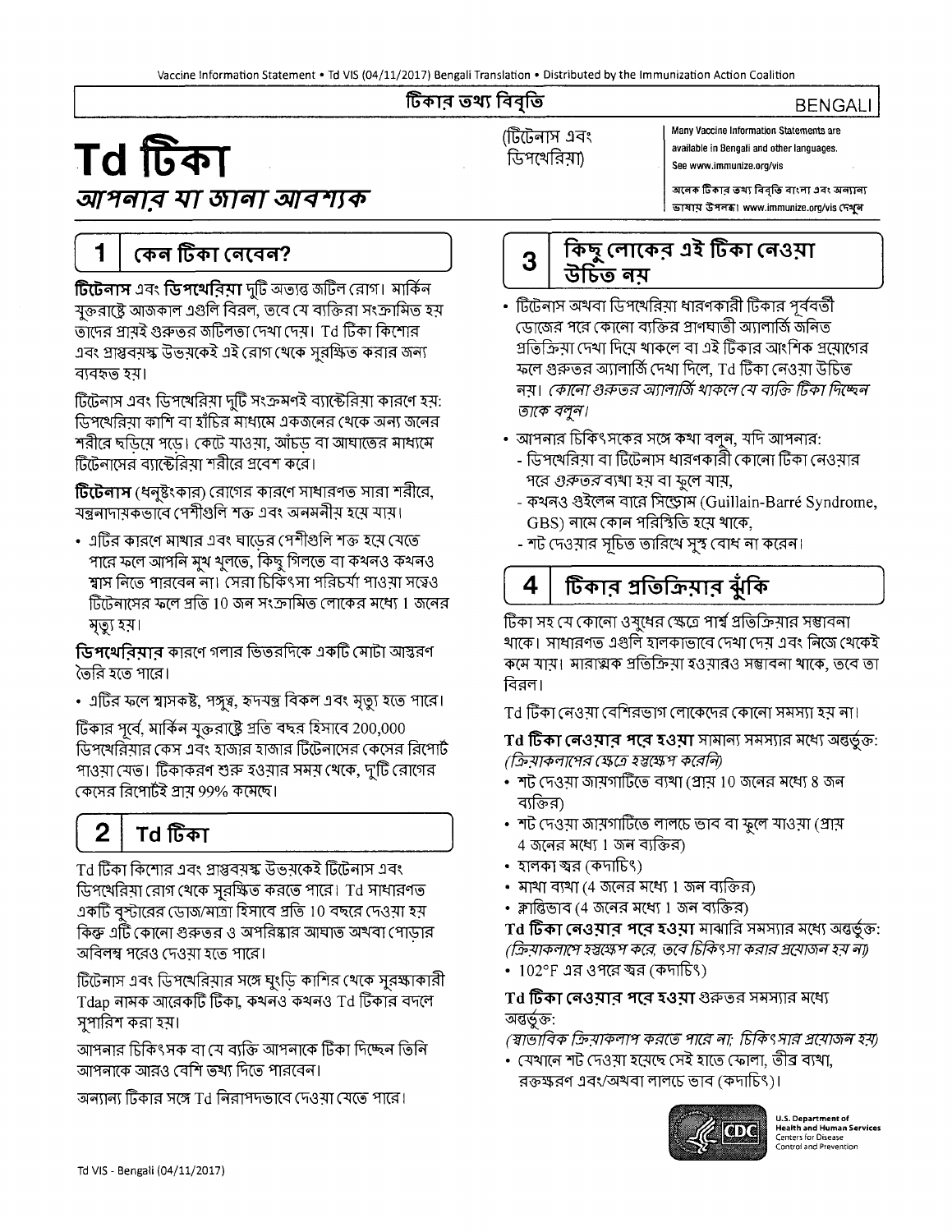টিকার তথ্য বিবৃতি — BENGALI

# Td টিকা

(টিটেনাস এবং ডিপথেরিয়া)

## *আপনার যা জানা আবশ্যক*

Many Vaccine Information Statements are available in Bengali and other languages. See www.immunize.org/vis

অনেক টিকার তথ্য বিবৃতি বাংলা এবং অন্যান্য ভাষায় উপলব্ধ। www.immunize.org/vis দেখুন

## 1 কেন টিকা নেবেন?

**টিটেনাস** এবং **ডিপথেরিয়া** দুটি অত্যন্ত জটিল রোগ। মার্কিন যুক্তরাষ্ট্রে আজকাল এগুলি বিরল, তবে যে ব্যক্তিরা সংক্রামিত হয় তাদের প্রায়ই গুরুতর জটিলতা দেখা দেয়। Td টিকা কিশোর এবং প্রাপ্তবয়স্ক উভয়কেই এই রোগ থেকে সুরক্ষিত করার জন্য ব্যবহৃত হয়।

টিটেনাস এবং ডিপথেরিয়া দুটি সংক্রমণই ব্যাক্টেরিয়া কারণে হয়: ডিপথেরিয়া কাশি বা হাঁচির মাধ্যমে একজনের থেকে অন্য জনের শরীরে ছড়িয়ে পড়ে। কেটে যাওয়া, আঁচড় বা আঘাতের মাধ্যমে টিটেনাসের ব্যাক্টেরিয়া শরীরে প্রবেশ করে।

**টিটেনাস** (ধনুষ্টংকার) রোগের কারণে সাধারণত সারা শরীরে, যন্ত্রনাদায়কভাবে পেশীগুলি শক্ত এবং অনমনীয় হয়ে যায়।

- এটির কারণে মাথার এবং ঘাড়ের পেশীগুলি শক্ত হয়ে যেতে পারে ফলে আপনি মুখ খুলতে, কিছু গিলতে বা কখনও কখনও শ্বাস নিতে পারবেন না। সেরা চিকিৎসা পরিচর্যা পাওয়া সত্ত্বেও টিটেনাসের ফলে প্রতি 10 জন সংক্রামিত লোকের মধ্যে 1 জনের মৃত্যু হয়।

**ডিপথেরিয়ার** কারণে গলার ভিতরদিকে একটি মোটা আস্তরণ তৈরি হতে পারে।

- এটির ফলে শ্বাসকষ্ট, পঙ্গুত্ব, হৃদযন্ত্র বিকল এবং মৃত্যু হতে পারে।

টিকার পূর্বে, মার্কিন যুক্তরাষ্ট্রে প্রতি বছর হিসাবে 200,000 ডিপথেরিয়ার কেস এবং হাজার হাজার টিটেনাসের কেসের রিপোর্ট পাওয়া যেত। টিকাকরণ শুরু হওয়ার সময় থেকে, দুটি রোগের কেসের রিপোর্টই প্রায় 99% কমেছে।

## 2 Td টিকা

Td টিকা কিশোর এবং প্রাপ্তবয়স্ক উভয়কেই টিটেনাস এবং ডিপথেরিয়া রোগ থেকে সুরক্ষিত করতে পারে। Td সাধারণত একটি বুস্টারের ডোজ/মাত্রা হিসাবে প্রতি 10 বছরে দেওয়া হয় কিন্তু এটি কোনো গুরুতর ও অপরিষ্কার আঘাত অথবা পোড়ার অবিলম্ব পরেও দেওয়া হতে পারে।

টিটেনাস এবং ডিপথেরিয়ার সঙ্গে ঘুংড়ি কাশির থেকে সুরক্ষাকারী Tdap নামক আরেকটি টিকা, কখনও কখনও Td টিকার বদলে সুপারিশ করা হয়।

আপনার চিকিৎসক বা যে ব্যক্তি আপনাকে টিকা দিচ্ছেন তিনি আপনাকে আরও বেশি তথ্য দিতে পারবেন।

অন্যান্য টিকার সঙ্গে Td নিরাপদভাবে দেওয়া যেতে পারে।

## 3 কিছু লোকের এই টিকা নেওয়া উচিত নয়

- টিটেনাস অথবা ডিপথেরিয়া ধারণকারী টিকার পূর্ববর্তী ডোজের পরে কোনো ব্যক্তির প্রাণঘাতী অ্যালার্জি জনিত প্রতিক্রিয়া দেখা দিয়ে থাকলে বা এই টিকার আংশিক প্রয়োগের ফলে গুরুতর অ্যালার্জি দেখা দিলে, Td টিকা নেওয়া উচিত নয়। *কোনো গুরুতর অ্যালার্জি থাকলে যে ব্যক্তি টিকা দিচ্ছেন তাকে বলুন।*
- আপনার চিকিৎসকের সঙ্গে কথা বলুন, যদি আপনার:
  - ডিপথেরিয়া বা টিটেনাস ধারণকারী কোনো টিকা নেওয়ার পরে *গুরুতর* ব্যথা হয় বা ফুলে যায়,
  - কখনও গুইলেন বারে সিন্ড্রোম (Guillain-Barré Syndrome, GBS) নামে কোন পরিস্থিতি হয়ে থাকে,
  - শট দেওয়ার সূচিত তারিখে সুস্থ বোধ না করেন।

## 4 টিকার প্রতিক্রিয়ার ঝুঁকি

টিকা সহ যে কোনো ওষুধের ক্ষেত্রে পার্শ্ব প্রতিক্রিয়ার সম্ভাবনা থাকে। সাধারণত এগুলি হালকাভাবে দেখা দেয় এবং নিজে থেকেই কমে যায়। মারাত্মক প্রতিক্রিয়া হওয়ারও সম্ভাবনা থাকে, তবে তা বিরল।

Td টিকা নেওয়া বেশিরভাগ লোকেদের কোনো সমস্যা হয় না।

**Td টিকা নেওয়ার পরে হওয়া** সামান্য সমস্যার মধ্যে অন্তর্ভুক্ত:
*(ক্রিয়াকলাপের ক্ষেত্রে হস্তক্ষেপ করেনি)*

- শট দেওয়া জায়গাটিতে ব্যথা (প্রায় 10 জনের মধ্যে 8 জন ব্যক্তির)
- শট দেওয়া জায়গাটিতে লালচে ভাব বা ফুলে যাওয়া (প্রায় 4 জনের মধ্যে 1 জন ব্যক্তির)
- হালকা জ্বর (কদাচিৎ)
- মাথা ব্যথা (4 জনের মধ্যে 1 জন ব্যক্তির)
- ক্লান্তিভাব (4 জনের মধ্যে 1 জন ব্যক্তির)

**Td টিকা নেওয়ার পরে হওয়া** মাঝারি সমস্যার মধ্যে অন্তর্ভুক্ত:
*(ক্রিয়াকলাপে হস্তক্ষেপ করে, তবে চিকিৎসা করার প্রয়োজন হয় না)*

- 102°F এর ওপরে জ্বর (কদাচিৎ)

**Td টিকা নেওয়ার পরে হওয়া** গুরুতর সমস্যার মধ্যে অন্তর্ভুক্ত:
*(স্বাভাবিক ক্রিয়াকলাপ করতে পারে না; চিকিৎসার প্রয়োজন হয়)*

- যেখানে শট দেওয়া হয়েছে সেই হাতে ফোলা, তীব্র ব্যথা, রক্তক্ষরণ এবং/অথবা লালচে ভাব (কদাচিৎ)।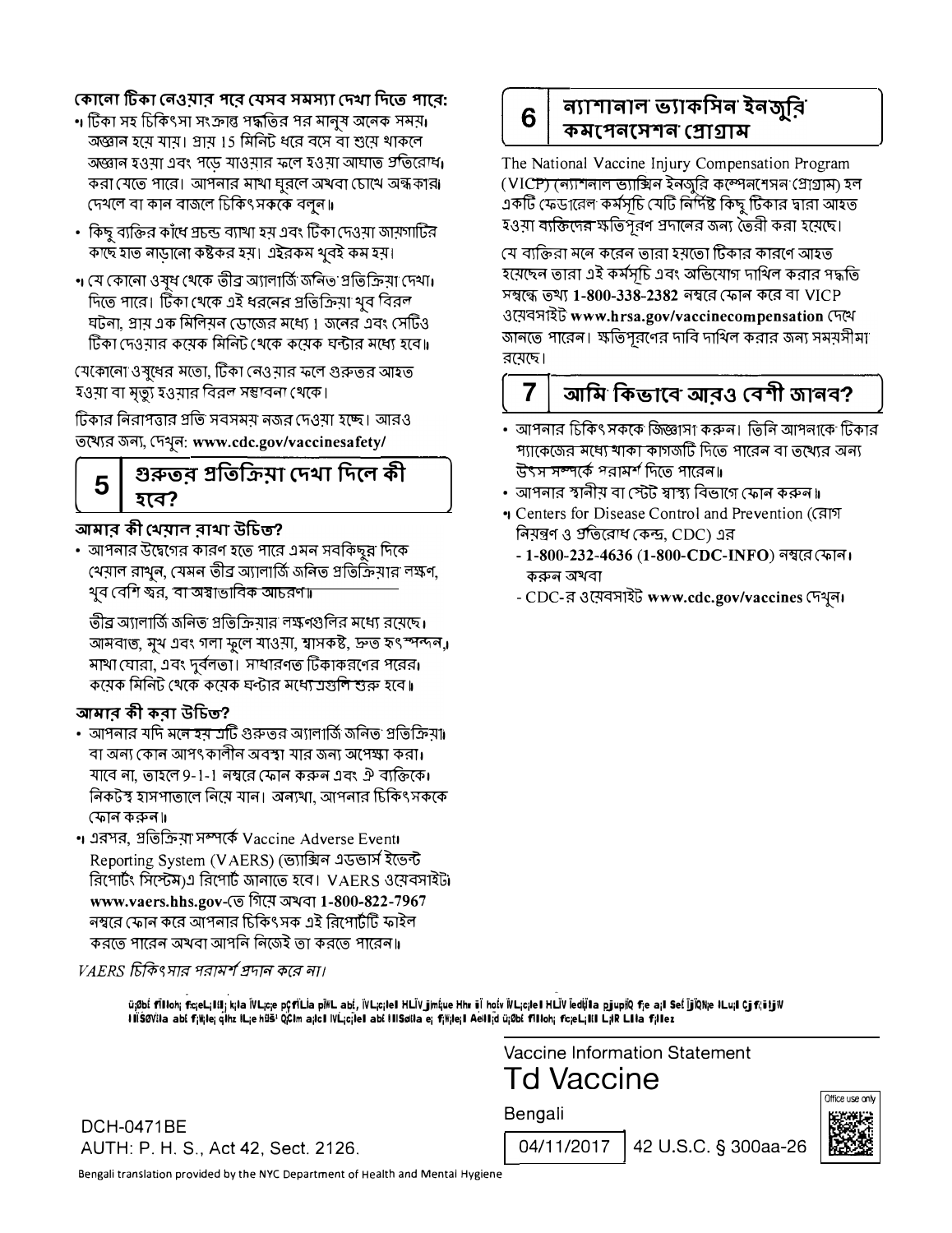**কোনো টিকা নেওয়ার পরে যেসব সমস্যা দেখা দিতে পারে:**

- টিকা সহ চিকিৎসা সংক্রান্ত পদ্ধতির পর মানুষ অনেক সময় অজ্ঞান হয়ে যায়। প্রায় 15 মিনিট ধরে বসে বা শুয়ে থাকলে অজ্ঞান হওয়া এবং পড়ে যাওয়ার ফলে হওয়া আঘাত প্রতিরোধ করা যেতে পারে। আপনার মাথা ঘুরলে অথবা চোখে অন্ধকার দেখলে বা কান বাজলে চিকিৎসককে বলুন।
- কিছু ব্যক্তির কাঁধে প্রচন্ড ব্যথা হয় এবং টিকা দেওয়া জায়গাটির কাছে হাত নাড়ানো কষ্টকর হয়। এইরকম খুবই কম হয়।
- যে কোনো ওষুধ থেকে তীব্র অ্যালার্জি জনিত প্রতিক্রিয়া দেখা দিতে পারে। টিকা থেকে এই ধরনের প্রতিক্রিয়া খুব বিরল ঘটনা, প্রায় এক মিলিয়ন ডোজের মধ্যে 1 জনের এবং সেটিও টিকা দেওয়ার কয়েক মিনিট থেকে কয়েক ঘন্টার মধ্যে হবে।

যেকোনো ওষুধের মতো, টিকা নেওয়ার ফলে গুরুতর আহত হওয়া বা মৃত্যু হওয়ার বিরল সম্ভাবনা থেকে।

টিকার নিরাপত্তার প্রতি সবসময় নজর দেওয়া হচ্ছে। আরও তথ্যের জন্য, দেখুন: **www.cdc.gov/vaccinesafety/**

## 5 গুরুতর প্রতিক্রিয়া দেখা দিলে কী হবে?

### আমার কী খেয়াল রাখা উচিত?

- আপনার উদ্বেগের কারণ হতে পারে এমন সবকিছুর দিকে খেয়াল রাখুন, যেমন তীব্র অ্যালার্জি জনিত প্রতিক্রিয়ার লক্ষণ, খুব বেশি জ্বর, বা অস্বাভাবিক আচরণ।

  তীব্র অ্যালার্জি জনিত প্রতিক্রিয়ার লক্ষণগুলির মধ্যে রয়েছে আমবাত, মুখ এবং গলা ফুলে যাওয়া, শ্বাসকষ্ট, দ্রুত হৃৎস্পন্দন, মাথা ঘোরা, এবং দুর্বলতা। সাধারণত টিকাকরণের পরে কয়েক মিনিট থেকে কয়েক ঘন্টার মধ্যে এগুলি শুরু হবে।

### আমার কী করা উচিত?

- আপনার যদি মনে হয় এটি গুরুতর অ্যালার্জি জনিত প্রতিক্রিয়া বা অন্য কোন আপৎকালীন অবস্থা যার জন্য অপেক্ষা করা যাবে না, তাহলে 9-1-1 নম্বরে ফোন করুন এবং ঐ ব্যক্তিকে নিকটস্থ হাসপাতালে নিয়ে যান। অন্যথা, আপনার চিকিৎসককে ফোন করুন।
- এরপর, প্রতিক্রিয়া সম্পর্কে Vaccine Adverse Event Reporting System (VAERS) (ভ্যাক্সিন এডভার্স ইভেন্ট রিপোর্টিং সিস্টেম)এ রিপোর্ট জানাতে হবে। VAERS ওয়েবসাইট **www.vaers.hhs.gov**-তে গিয়ে অথবা **1-800-822-7967** নম্বরে ফোন করে আপনার চিকিৎসক এই রিপোর্টটি ফাইল করতে পারেন অথবা আপনি নিজেই তা করতে পারেন।

*VAERS চিকিৎসার পরামর্শ প্রদান করে না।*

## 6 ন্যাশানাল ভ্যাকসিন ইনজুরি কমপেনসেশন প্রোগ্রাম

The National Vaccine Injury Compensation Program (VICP) (ন্যাশনাল ভ্যাক্সিন ইনজুরি কম্পেনশেসন প্রোগ্রাম) হল একটি ফেডারেল কর্মসূচি যেটি নির্দিষ্ট কিছু টিকার দ্বারা আহত হওয়া ব্যক্তিদের ক্ষতিপূরণ প্রদানের জন্য তৈরী করা হয়েছে।

যে ব্যক্তিরা মনে করেন তারা হয়তো টিকার কারণে আহত হয়েছেন তারা এই কর্মসূচি এবং অভিযোগ দাখিল করার পদ্ধতি সম্বন্ধে তথ্য **1-800-338-2382** নম্বরে ফোন করে বা VICP ওয়েবসাইট **www.hrsa.gov/vaccinecompensation** দেখে জানতে পারেন। ক্ষতিপূরণের দাবি দাখিল করার জন্য সময়সীমা রয়েছে।

## 7 আমি কিভাবে আরও বেশী জানব?

- আপনার চিকিৎসককে জিজ্ঞাসা করুন। তিনি আপনাকে টিকার প্যাকেজের মধ্যে থাকা কাগজটি দিতে পারেন বা তথ্যের অন্য উৎস সম্পর্কে পরামর্শ দিতে পারেন।
- আপনার স্থানীয় বা স্টেট স্বাস্থ্য বিভাগে ফোন করুন।
- Centers for Disease Control and Prevention (রোগ নিয়ন্ত্রণ ও প্রতিরোধ কেন্দ্র, CDC) এর
  - **1-800-232-4636 (1-800-CDC-INFO)** নম্বরে ফোন করুন অথবা
  - CDC-র ওয়েবসাইট **www.cdc.gov/vaccines** দেখুন।

Vaccine Information Statement

# Td Vaccine

Bengali

Office use only

DCH-0471BE
AUTH: P. H. S., Act 42, Sect. 2126.

04/11/2017 | 42 U.S.C. § 300aa-26

Bengali translation provided by the NYC Department of Health and Mental Hygiene